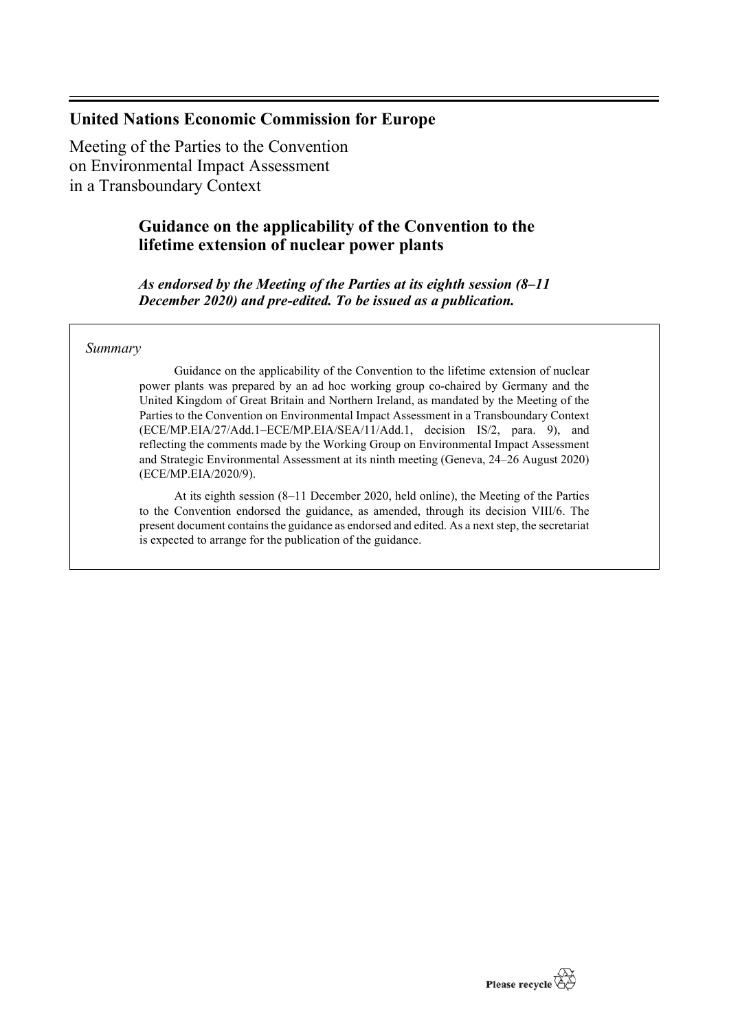# United Nations Economic Commission for Europe

Meeting of the Parties to the Convention on Environmental Impact Assessment in a Transboundary Context

## Guidance on the applicability of the Convention to the lifetime extension of nuclear power plants

***As endorsed by the Meeting of the Parties at its eighth session (8–11 December 2020) and pre-edited. To be issued as a publication.***

*Summary*

Guidance on the applicability of the Convention to the lifetime extension of nuclear power plants was prepared by an ad hoc working group co-chaired by Germany and the United Kingdom of Great Britain and Northern Ireland, as mandated by the Meeting of the Parties to the Convention on Environmental Impact Assessment in a Transboundary Context (ECE/MP.EIA/27/Add.1–ECE/MP.EIA/SEA/11/Add.1, decision IS/2, para. 9), and reflecting the comments made by the Working Group on Environmental Impact Assessment and Strategic Environmental Assessment at its ninth meeting (Geneva, 24–26 August 2020) (ECE/MP.EIA/2020/9).

At its eighth session (8–11 December 2020, held online), the Meeting of the Parties to the Convention endorsed the guidance, as amended, through its decision VIII/6. The present document contains the guidance as endorsed and edited. As a next step, the secretariat is expected to arrange for the publication of the guidance.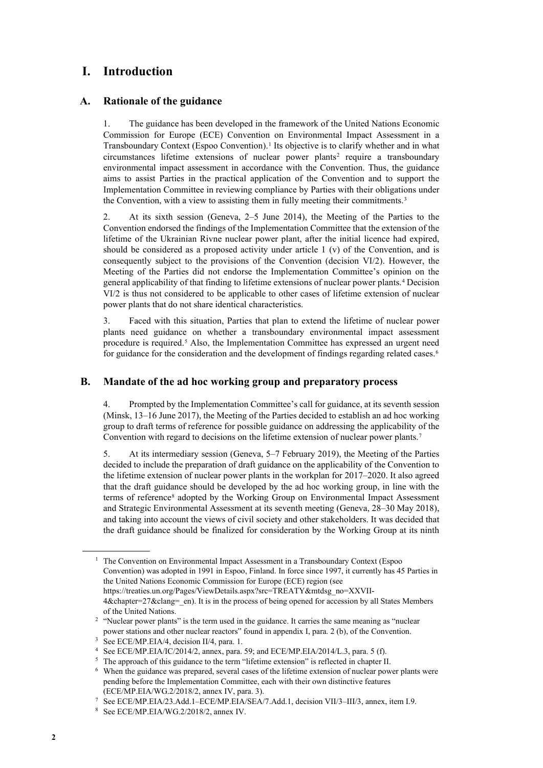# I. Introduction

## A. Rationale of the guidance

1. The guidance has been developed in the framework of the United Nations Economic Commission for Europe (ECE) Convention on Environmental Impact Assessment in a Transboundary Context (Espoo Convention).[1] Its objective is to clarify whether and in what circumstances lifetime extensions of nuclear power plants[2] require a transboundary environmental impact assessment in accordance with the Convention. Thus, the guidance aims to assist Parties in the practical application of the Convention and to support the Implementation Committee in reviewing compliance by Parties with their obligations under the Convention, with a view to assisting them in fully meeting their commitments.[3]

2. At its sixth session (Geneva, 2–5 June 2014), the Meeting of the Parties to the Convention endorsed the findings of the Implementation Committee that the extension of the lifetime of the Ukrainian Rivne nuclear power plant, after the initial licence had expired, should be considered as a proposed activity under article 1 (v) of the Convention, and is consequently subject to the provisions of the Convention (decision VI/2). However, the Meeting of the Parties did not endorse the Implementation Committee's opinion on the general applicability of that finding to lifetime extensions of nuclear power plants.[4] Decision VI/2 is thus not considered to be applicable to other cases of lifetime extension of nuclear power plants that do not share identical characteristics.

3. Faced with this situation, Parties that plan to extend the lifetime of nuclear power plants need guidance on whether a transboundary environmental impact assessment procedure is required.[5] Also, the Implementation Committee has expressed an urgent need for guidance for the consideration and the development of findings regarding related cases.[6]

## B. Mandate of the ad hoc working group and preparatory process

4. Prompted by the Implementation Committee's call for guidance, at its seventh session (Minsk, 13–16 June 2017), the Meeting of the Parties decided to establish an ad hoc working group to draft terms of reference for possible guidance on addressing the applicability of the Convention with regard to decisions on the lifetime extension of nuclear power plants.[7]

5. At its intermediary session (Geneva, 5–7 February 2019), the Meeting of the Parties decided to include the preparation of draft guidance on the applicability of the Convention to the lifetime extension of nuclear power plants in the workplan for 2017–2020. It also agreed that the draft guidance should be developed by the ad hoc working group, in line with the terms of reference[8] adopted by the Working Group on Environmental Impact Assessment and Strategic Environmental Assessment at its seventh meeting (Geneva, 28–30 May 2018), and taking into account the views of civil society and other stakeholders. It was decided that the draft guidance should be finalized for consideration by the Working Group at its ninth

---

[1] The Convention on Environmental Impact Assessment in a Transboundary Context (Espoo Convention) was adopted in 1991 in Espoo, Finland. In force since 1997, it currently has 45 Parties in the United Nations Economic Commission for Europe (ECE) region (see https://treaties.un.org/Pages/ViewDetails.aspx?src=TREATY&mtdsg_no=XXVII-4&chapter=27&clang=_en). It is in the process of being opened for accession by all States Members of the United Nations.

[2] "Nuclear power plants" is the term used in the guidance. It carries the same meaning as "nuclear power stations and other nuclear reactors" found in appendix I, para. 2 (b), of the Convention.

[3] See ECE/MP.EIA/4, decision II/4, para. 1.

[4] See ECE/MP.EIA/IC/2014/2, annex, para. 59; and ECE/MP.EIA/2014/L.3, para. 5 (f).

[5] The approach of this guidance to the term "lifetime extension" is reflected in chapter II.

[6] When the guidance was prepared, several cases of the lifetime extension of nuclear power plants were pending before the Implementation Committee, each with their own distinctive features (ECE/MP.EIA/WG.2/2018/2, annex IV, para. 3).

[7] See ECE/MP.EIA/23.Add.1–ECE/MP.EIA/SEA/7.Add.1, decision VII/3–III/3, annex, item I.9.

[8] See ECE/MP.EIA/WG.2/2018/2, annex IV.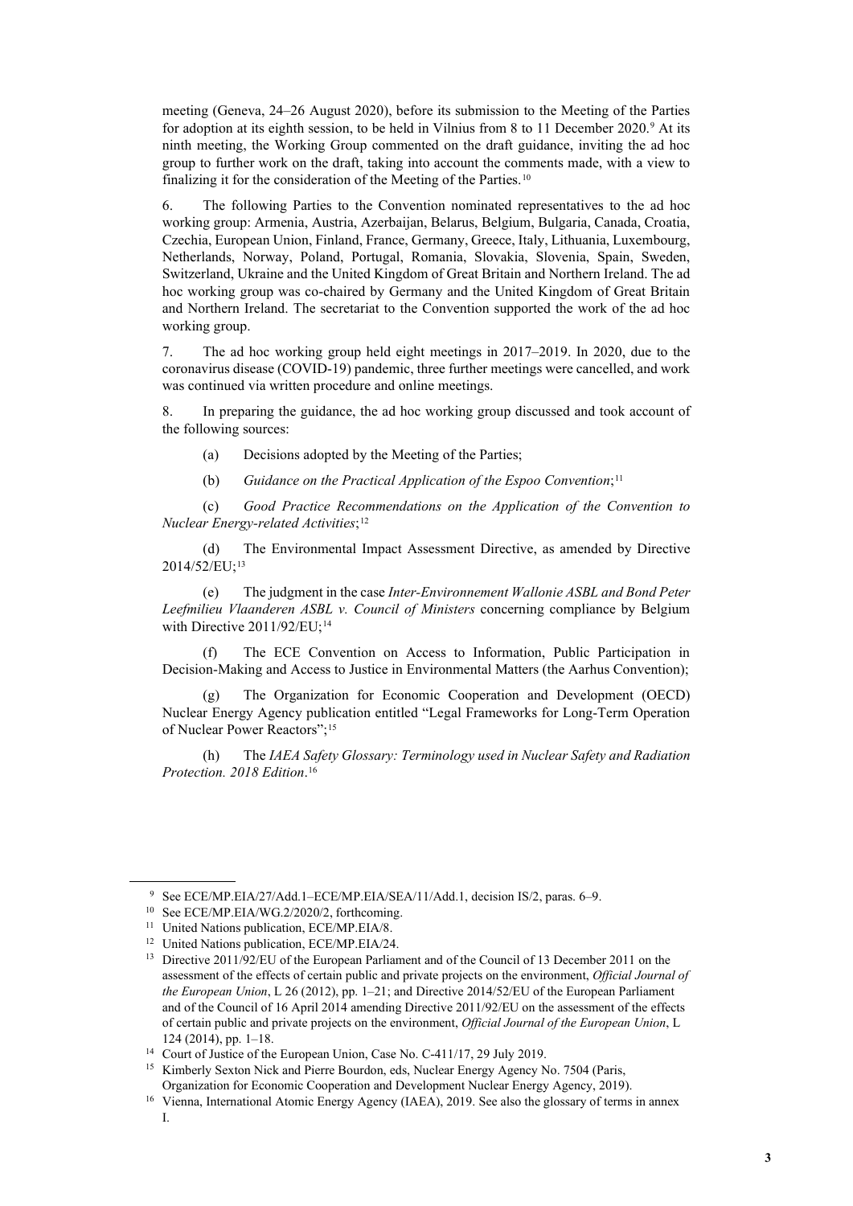meeting (Geneva, 24–26 August 2020), before its submission to the Meeting of the Parties for adoption at its eighth session, to be held in Vilnius from 8 to 11 December 2020.[9] At its ninth meeting, the Working Group commented on the draft guidance, inviting the ad hoc group to further work on the draft, taking into account the comments made, with a view to finalizing it for the consideration of the Meeting of the Parties.[10]

6. The following Parties to the Convention nominated representatives to the ad hoc working group: Armenia, Austria, Azerbaijan, Belarus, Belgium, Bulgaria, Canada, Croatia, Czechia, European Union, Finland, France, Germany, Greece, Italy, Lithuania, Luxembourg, Netherlands, Norway, Poland, Portugal, Romania, Slovakia, Slovenia, Spain, Sweden, Switzerland, Ukraine and the United Kingdom of Great Britain and Northern Ireland. The ad hoc working group was co-chaired by Germany and the United Kingdom of Great Britain and Northern Ireland. The secretariat to the Convention supported the work of the ad hoc working group.

7. The ad hoc working group held eight meetings in 2017–2019. In 2020, due to the coronavirus disease (COVID-19) pandemic, three further meetings were cancelled, and work was continued via written procedure and online meetings.

8. In preparing the guidance, the ad hoc working group discussed and took account of the following sources:

(a) Decisions adopted by the Meeting of the Parties;

(b) *Guidance on the Practical Application of the Espoo Convention*;[11]

(c) *Good Practice Recommendations on the Application of the Convention to Nuclear Energy-related Activities*;[12]

(d) The Environmental Impact Assessment Directive, as amended by Directive 2014/52/EU;[13]

(e) The judgment in the case *Inter-Environnement Wallonie ASBL and Bond Peter Leefmilieu Vlaanderen ASBL v. Council of Ministers* concerning compliance by Belgium with Directive 2011/92/EU;[14]

(f) The ECE Convention on Access to Information, Public Participation in Decision-Making and Access to Justice in Environmental Matters (the Aarhus Convention);

(g) The Organization for Economic Cooperation and Development (OECD) Nuclear Energy Agency publication entitled "Legal Frameworks for Long-Term Operation of Nuclear Power Reactors";[15]

(h) The *IAEA Safety Glossary: Terminology used in Nuclear Safety and Radiation Protection. 2018 Edition*.[16]

---

[9] See ECE/MP.EIA/27/Add.1–ECE/MP.EIA/SEA/11/Add.1, decision IS/2, paras. 6–9.

[10] See ECE/MP.EIA/WG.2/2020/2, forthcoming.

[11] United Nations publication, ECE/MP.EIA/8.

[12] United Nations publication, ECE/MP.EIA/24.

[13] Directive 2011/92/EU of the European Parliament and of the Council of 13 December 2011 on the assessment of the effects of certain public and private projects on the environment, *Official Journal of the European Union*, L 26 (2012), pp. 1–21; and Directive 2014/52/EU of the European Parliament and of the Council of 16 April 2014 amending Directive 2011/92/EU on the assessment of the effects of certain public and private projects on the environment, *Official Journal of the European Union*, L 124 (2014), pp. 1–18.

[14] Court of Justice of the European Union, Case No. C-411/17, 29 July 2019.

[15] Kimberly Sexton Nick and Pierre Bourdon, eds, Nuclear Energy Agency No. 7504 (Paris, Organization for Economic Cooperation and Development Nuclear Energy Agency, 2019).

[16] Vienna, International Atomic Energy Agency (IAEA), 2019. See also the glossary of terms in annex I.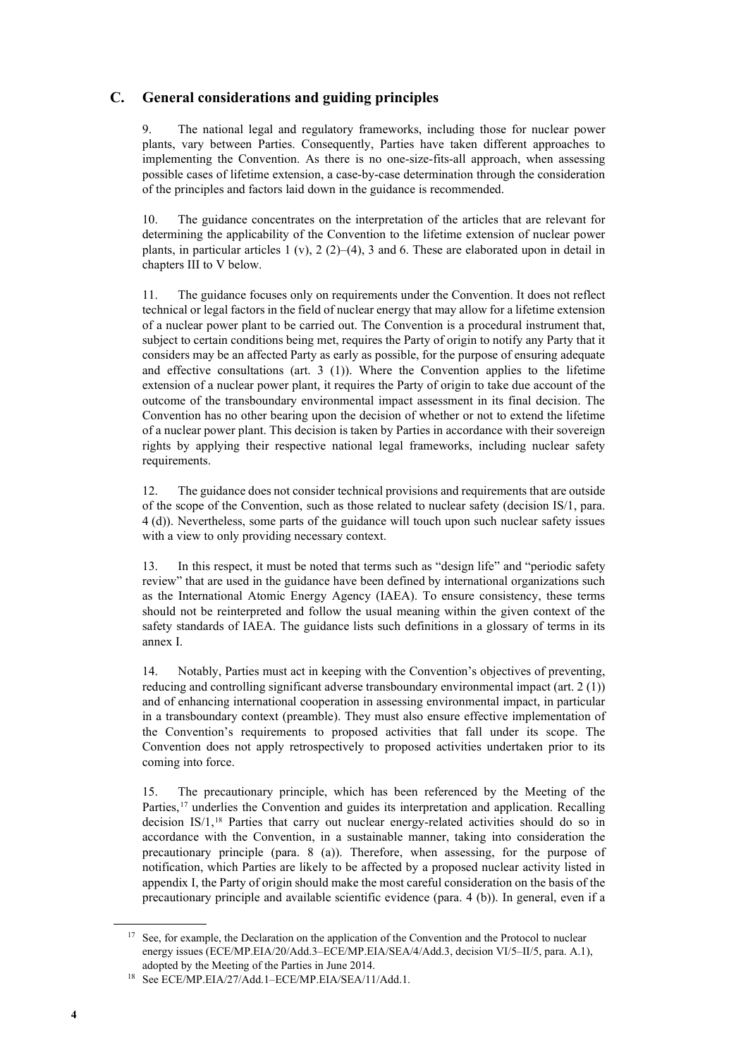## C. General considerations and guiding principles

9. The national legal and regulatory frameworks, including those for nuclear power plants, vary between Parties. Consequently, Parties have taken different approaches to implementing the Convention. As there is no one-size-fits-all approach, when assessing possible cases of lifetime extension, a case-by-case determination through the consideration of the principles and factors laid down in the guidance is recommended.

10. The guidance concentrates on the interpretation of the articles that are relevant for determining the applicability of the Convention to the lifetime extension of nuclear power plants, in particular articles 1 (v), 2 (2)–(4), 3 and 6. These are elaborated upon in detail in chapters III to V below.

11. The guidance focuses only on requirements under the Convention. It does not reflect technical or legal factors in the field of nuclear energy that may allow for a lifetime extension of a nuclear power plant to be carried out. The Convention is a procedural instrument that, subject to certain conditions being met, requires the Party of origin to notify any Party that it considers may be an affected Party as early as possible, for the purpose of ensuring adequate and effective consultations (art. 3 (1)). Where the Convention applies to the lifetime extension of a nuclear power plant, it requires the Party of origin to take due account of the outcome of the transboundary environmental impact assessment in its final decision. The Convention has no other bearing upon the decision of whether or not to extend the lifetime of a nuclear power plant. This decision is taken by Parties in accordance with their sovereign rights by applying their respective national legal frameworks, including nuclear safety requirements.

12. The guidance does not consider technical provisions and requirements that are outside of the scope of the Convention, such as those related to nuclear safety (decision IS/1, para. 4 (d)). Nevertheless, some parts of the guidance will touch upon such nuclear safety issues with a view to only providing necessary context.

13. In this respect, it must be noted that terms such as "design life" and "periodic safety review" that are used in the guidance have been defined by international organizations such as the International Atomic Energy Agency (IAEA). To ensure consistency, these terms should not be reinterpreted and follow the usual meaning within the given context of the safety standards of IAEA. The guidance lists such definitions in a glossary of terms in its annex I.

14. Notably, Parties must act in keeping with the Convention's objectives of preventing, reducing and controlling significant adverse transboundary environmental impact (art. 2 (1)) and of enhancing international cooperation in assessing environmental impact, in particular in a transboundary context (preamble). They must also ensure effective implementation of the Convention's requirements to proposed activities that fall under its scope. The Convention does not apply retrospectively to proposed activities undertaken prior to its coming into force.

15. The precautionary principle, which has been referenced by the Meeting of the Parties,[17] underlies the Convention and guides its interpretation and application. Recalling decision IS/1,[18] Parties that carry out nuclear energy-related activities should do so in accordance with the Convention, in a sustainable manner, taking into consideration the precautionary principle (para. 8 (a)). Therefore, when assessing, for the purpose of notification, which Parties are likely to be affected by a proposed nuclear activity listed in appendix I, the Party of origin should make the most careful consideration on the basis of the precautionary principle and available scientific evidence (para. 4 (b)). In general, even if a

---

[17] See, for example, the Declaration on the application of the Convention and the Protocol to nuclear energy issues (ECE/MP.EIA/20/Add.3–ECE/MP.EIA/SEA/4/Add.3, decision VI/5–II/5, para. A.1), adopted by the Meeting of the Parties in June 2014.

[18] See ECE/MP.EIA/27/Add.1–ECE/MP.EIA/SEA/11/Add.1.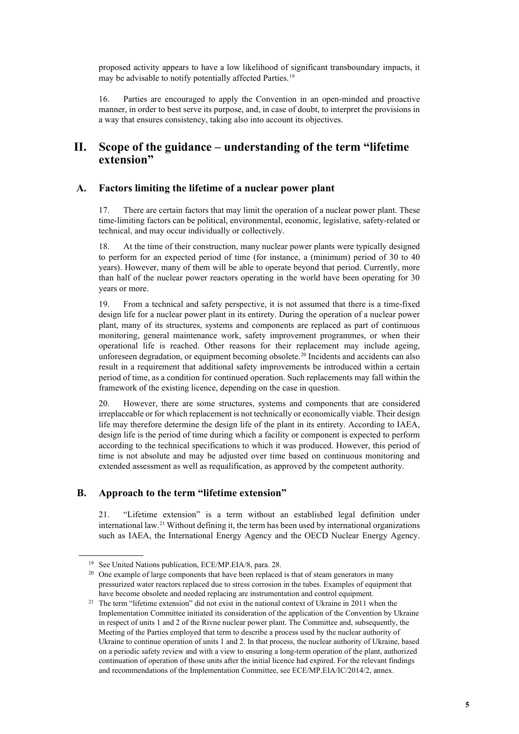proposed activity appears to have a low likelihood of significant transboundary impacts, it may be advisable to notify potentially affected Parties.[19]

16. Parties are encouraged to apply the Convention in an open-minded and proactive manner, in order to best serve its purpose, and, in case of doubt, to interpret the provisions in a way that ensures consistency, taking also into account its objectives.

# II. Scope of the guidance – understanding of the term "lifetime extension"

## A. Factors limiting the lifetime of a nuclear power plant

17. There are certain factors that may limit the operation of a nuclear power plant. These time-limiting factors can be political, environmental, economic, legislative, safety-related or technical, and may occur individually or collectively.

18. At the time of their construction, many nuclear power plants were typically designed to perform for an expected period of time (for instance, a (minimum) period of 30 to 40 years). However, many of them will be able to operate beyond that period. Currently, more than half of the nuclear power reactors operating in the world have been operating for 30 years or more.

19. From a technical and safety perspective, it is not assumed that there is a time-fixed design life for a nuclear power plant in its entirety. During the operation of a nuclear power plant, many of its structures, systems and components are replaced as part of continuous monitoring, general maintenance work, safety improvement programmes, or when their operational life is reached. Other reasons for their replacement may include ageing, unforeseen degradation, or equipment becoming obsolete.[20] Incidents and accidents can also result in a requirement that additional safety improvements be introduced within a certain period of time, as a condition for continued operation. Such replacements may fall within the framework of the existing licence, depending on the case in question.

20. However, there are some structures, systems and components that are considered irreplaceable or for which replacement is not technically or economically viable. Their design life may therefore determine the design life of the plant in its entirety. According to IAEA, design life is the period of time during which a facility or component is expected to perform according to the technical specifications to which it was produced. However, this period of time is not absolute and may be adjusted over time based on continuous monitoring and extended assessment as well as requalification, as approved by the competent authority.

## B. Approach to the term "lifetime extension"

21. "Lifetime extension" is a term without an established legal definition under international law.[21] Without defining it, the term has been used by international organizations such as IAEA, the International Energy Agency and the OECD Nuclear Energy Agency.

---

[19] See United Nations publication, ECE/MP.EIA/8, para. 28.

[20] One example of large components that have been replaced is that of steam generators in many pressurized water reactors replaced due to stress corrosion in the tubes. Examples of equipment that have become obsolete and needed replacing are instrumentation and control equipment.

[21] The term "lifetime extension" did not exist in the national context of Ukraine in 2011 when the Implementation Committee initiated its consideration of the application of the Convention by Ukraine in respect of units 1 and 2 of the Rivne nuclear power plant. The Committee and, subsequently, the Meeting of the Parties employed that term to describe a process used by the nuclear authority of Ukraine to continue operation of units 1 and 2. In that process, the nuclear authority of Ukraine, based on a periodic safety review and with a view to ensuring a long-term operation of the plant, authorized continuation of operation of those units after the initial licence had expired. For the relevant findings and recommendations of the Implementation Committee, see ECE/MP.EIA/IC/2014/2, annex.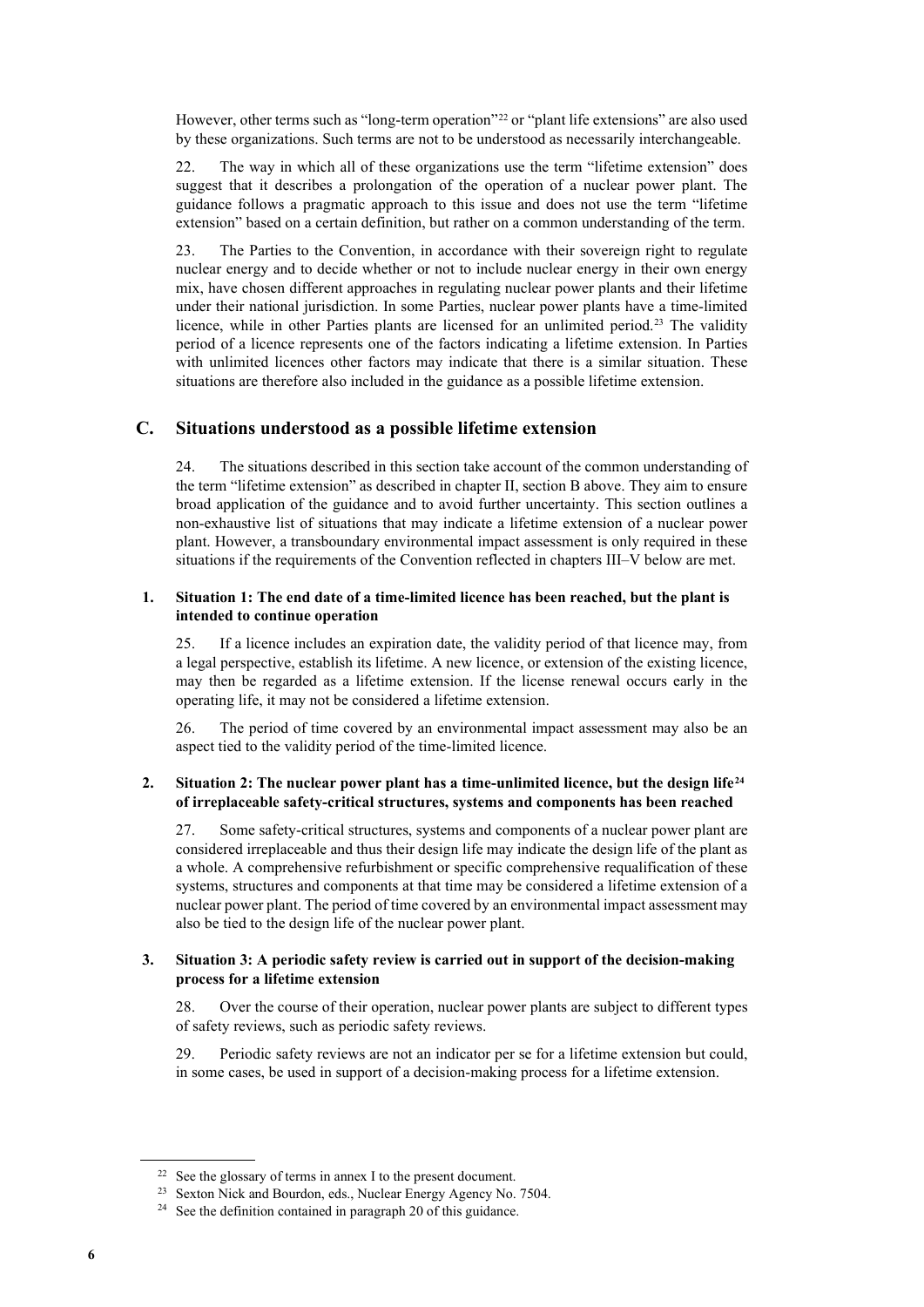However, other terms such as "long-term operation"[22] or "plant life extensions" are also used by these organizations. Such terms are not to be understood as necessarily interchangeable.

22. The way in which all of these organizations use the term "lifetime extension" does suggest that it describes a prolongation of the operation of a nuclear power plant. The guidance follows a pragmatic approach to this issue and does not use the term "lifetime extension" based on a certain definition, but rather on a common understanding of the term.

23. The Parties to the Convention, in accordance with their sovereign right to regulate nuclear energy and to decide whether or not to include nuclear energy in their own energy mix, have chosen different approaches in regulating nuclear power plants and their lifetime under their national jurisdiction. In some Parties, nuclear power plants have a time-limited licence, while in other Parties plants are licensed for an unlimited period.[23] The validity period of a licence represents one of the factors indicating a lifetime extension. In Parties with unlimited licences other factors may indicate that there is a similar situation. These situations are therefore also included in the guidance as a possible lifetime extension.

## C. Situations understood as a possible lifetime extension

24. The situations described in this section take account of the common understanding of the term "lifetime extension" as described in chapter II, section B above. They aim to ensure broad application of the guidance and to avoid further uncertainty. This section outlines a non-exhaustive list of situations that may indicate a lifetime extension of a nuclear power plant. However, a transboundary environmental impact assessment is only required in these situations if the requirements of the Convention reflected in chapters III–V below are met.

### 1. Situation 1: The end date of a time-limited licence has been reached, but the plant is intended to continue operation

25. If a licence includes an expiration date, the validity period of that licence may, from a legal perspective, establish its lifetime. A new licence, or extension of the existing licence, may then be regarded as a lifetime extension. If the license renewal occurs early in the operating life, it may not be considered a lifetime extension.

26. The period of time covered by an environmental impact assessment may also be an aspect tied to the validity period of the time-limited licence.

### 2. Situation 2: The nuclear power plant has a time-unlimited licence, but the design life[24] of irreplaceable safety-critical structures, systems and components has been reached

27. Some safety-critical structures, systems and components of a nuclear power plant are considered irreplaceable and thus their design life may indicate the design life of the plant as a whole. A comprehensive refurbishment or specific comprehensive requalification of these systems, structures and components at that time may be considered a lifetime extension of a nuclear power plant. The period of time covered by an environmental impact assessment may also be tied to the design life of the nuclear power plant.

### 3. Situation 3: A periodic safety review is carried out in support of the decision-making process for a lifetime extension

28. Over the course of their operation, nuclear power plants are subject to different types of safety reviews, such as periodic safety reviews.

29. Periodic safety reviews are not an indicator per se for a lifetime extension but could, in some cases, be used in support of a decision-making process for a lifetime extension.

---

[22] See the glossary of terms in annex I to the present document.

[23] Sexton Nick and Bourdon, eds., Nuclear Energy Agency No. 7504.

[24] See the definition contained in paragraph 20 of this guidance.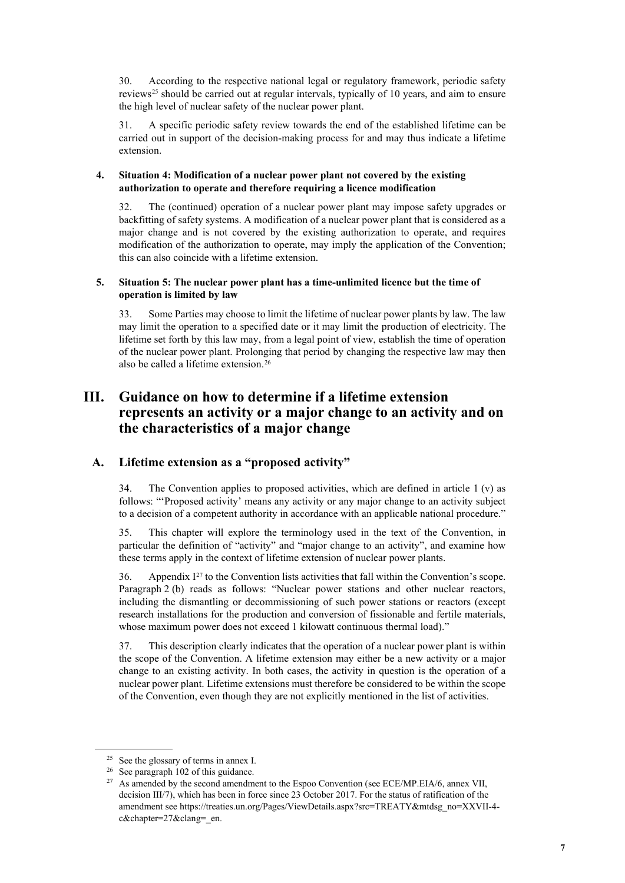30. According to the respective national legal or regulatory framework, periodic safety reviews[25] should be carried out at regular intervals, typically of 10 years, and aim to ensure the high level of nuclear safety of the nuclear power plant.

31. A specific periodic safety review towards the end of the established lifetime can be carried out in support of the decision-making process for and may thus indicate a lifetime extension.

#### 4. Situation 4: Modification of a nuclear power plant not covered by the existing authorization to operate and therefore requiring a licence modification

32. The (continued) operation of a nuclear power plant may impose safety upgrades or backfitting of safety systems. A modification of a nuclear power plant that is considered as a major change and is not covered by the existing authorization to operate, and requires modification of the authorization to operate, may imply the application of the Convention; this can also coincide with a lifetime extension.

#### 5. Situation 5: The nuclear power plant has a time-unlimited licence but the time of operation is limited by law

33. Some Parties may choose to limit the lifetime of nuclear power plants by law. The law may limit the operation to a specified date or it may limit the production of electricity. The lifetime set forth by this law may, from a legal point of view, establish the time of operation of the nuclear power plant. Prolonging that period by changing the respective law may then also be called a lifetime extension.[26]

## III. Guidance on how to determine if a lifetime extension represents an activity or a major change to an activity and on the characteristics of a major change

### A. Lifetime extension as a "proposed activity"

34. The Convention applies to proposed activities, which are defined in article 1 (v) as follows: "'Proposed activity' means any activity or any major change to an activity subject to a decision of a competent authority in accordance with an applicable national procedure."

35. This chapter will explore the terminology used in the text of the Convention, in particular the definition of "activity" and "major change to an activity", and examine how these terms apply in the context of lifetime extension of nuclear power plants.

36. Appendix I[27] to the Convention lists activities that fall within the Convention's scope. Paragraph 2 (b) reads as follows: "Nuclear power stations and other nuclear reactors, including the dismantling or decommissioning of such power stations or reactors (except research installations for the production and conversion of fissionable and fertile materials, whose maximum power does not exceed 1 kilowatt continuous thermal load)."

37. This description clearly indicates that the operation of a nuclear power plant is within the scope of the Convention. A lifetime extension may either be a new activity or a major change to an existing activity. In both cases, the activity in question is the operation of a nuclear power plant. Lifetime extensions must therefore be considered to be within the scope of the Convention, even though they are not explicitly mentioned in the list of activities.

---

[25] See the glossary of terms in annex I.

[26] See paragraph 102 of this guidance.

[27] As amended by the second amendment to the Espoo Convention (see ECE/MP.EIA/6, annex VII, decision III/7), which has been in force since 23 October 2017. For the status of ratification of the amendment see https://treaties.un.org/Pages/ViewDetails.aspx?src=TREATY&mtdsg_no=XXVII-4-c&chapter=27&clang=_en.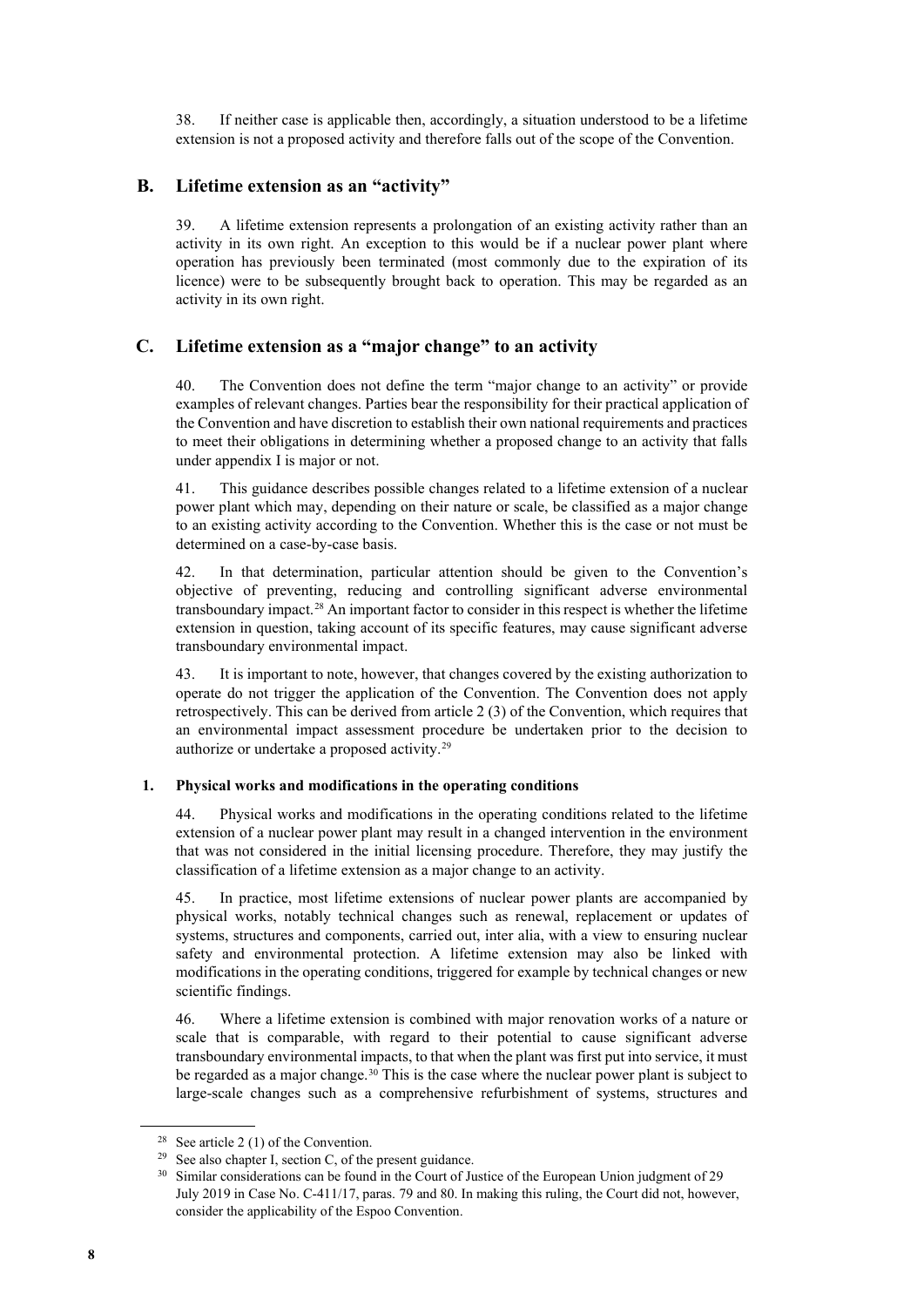38. If neither case is applicable then, accordingly, a situation understood to be a lifetime extension is not a proposed activity and therefore falls out of the scope of the Convention.

## B. Lifetime extension as an "activity"

39. A lifetime extension represents a prolongation of an existing activity rather than an activity in its own right. An exception to this would be if a nuclear power plant where operation has previously been terminated (most commonly due to the expiration of its licence) were to be subsequently brought back to operation. This may be regarded as an activity in its own right.

## C. Lifetime extension as a "major change" to an activity

40. The Convention does not define the term "major change to an activity" or provide examples of relevant changes. Parties bear the responsibility for their practical application of the Convention and have discretion to establish their own national requirements and practices to meet their obligations in determining whether a proposed change to an activity that falls under appendix I is major or not.

41. This guidance describes possible changes related to a lifetime extension of a nuclear power plant which may, depending on their nature or scale, be classified as a major change to an existing activity according to the Convention. Whether this is the case or not must be determined on a case-by-case basis.

42. In that determination, particular attention should be given to the Convention's objective of preventing, reducing and controlling significant adverse environmental transboundary impact.[28] An important factor to consider in this respect is whether the lifetime extension in question, taking account of its specific features, may cause significant adverse transboundary environmental impact.

43. It is important to note, however, that changes covered by the existing authorization to operate do not trigger the application of the Convention. The Convention does not apply retrospectively. This can be derived from article 2 (3) of the Convention, which requires that an environmental impact assessment procedure be undertaken prior to the decision to authorize or undertake a proposed activity.[29]

### 1. Physical works and modifications in the operating conditions

44. Physical works and modifications in the operating conditions related to the lifetime extension of a nuclear power plant may result in a changed intervention in the environment that was not considered in the initial licensing procedure. Therefore, they may justify the classification of a lifetime extension as a major change to an activity.

45. In practice, most lifetime extensions of nuclear power plants are accompanied by physical works, notably technical changes such as renewal, replacement or updates of systems, structures and components, carried out, inter alia, with a view to ensuring nuclear safety and environmental protection. A lifetime extension may also be linked with modifications in the operating conditions, triggered for example by technical changes or new scientific findings.

46. Where a lifetime extension is combined with major renovation works of a nature or scale that is comparable, with regard to their potential to cause significant adverse transboundary environmental impacts, to that when the plant was first put into service, it must be regarded as a major change.[30] This is the case where the nuclear power plant is subject to large-scale changes such as a comprehensive refurbishment of systems, structures and

---

[28] See article 2 (1) of the Convention.

[29] See also chapter I, section C, of the present guidance.

[30] Similar considerations can be found in the Court of Justice of the European Union judgment of 29 July 2019 in Case No. C-411/17, paras. 79 and 80. In making this ruling, the Court did not, however, consider the applicability of the Espoo Convention.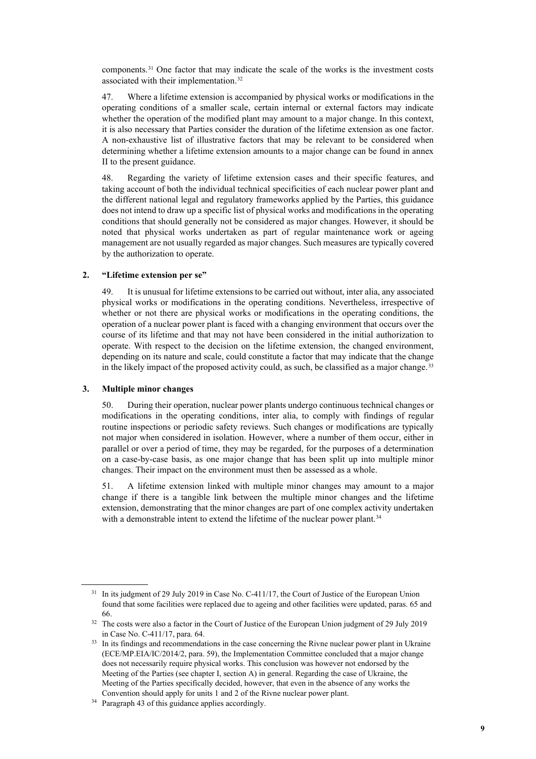components.[31] One factor that may indicate the scale of the works is the investment costs associated with their implementation.[32]

47. Where a lifetime extension is accompanied by physical works or modifications in the operating conditions of a smaller scale, certain internal or external factors may indicate whether the operation of the modified plant may amount to a major change. In this context, it is also necessary that Parties consider the duration of the lifetime extension as one factor. A non-exhaustive list of illustrative factors that may be relevant to be considered when determining whether a lifetime extension amounts to a major change can be found in annex II to the present guidance.

48. Regarding the variety of lifetime extension cases and their specific features, and taking account of both the individual technical specificities of each nuclear power plant and the different national legal and regulatory frameworks applied by the Parties, this guidance does not intend to draw up a specific list of physical works and modifications in the operating conditions that should generally not be considered as major changes. However, it should be noted that physical works undertaken as part of regular maintenance work or ageing management are not usually regarded as major changes. Such measures are typically covered by the authorization to operate.

### 2. "Lifetime extension per se"

49. It is unusual for lifetime extensions to be carried out without, inter alia, any associated physical works or modifications in the operating conditions. Nevertheless, irrespective of whether or not there are physical works or modifications in the operating conditions, the operation of a nuclear power plant is faced with a changing environment that occurs over the course of its lifetime and that may not have been considered in the initial authorization to operate. With respect to the decision on the lifetime extension, the changed environment, depending on its nature and scale, could constitute a factor that may indicate that the change in the likely impact of the proposed activity could, as such, be classified as a major change.[33]

### 3. Multiple minor changes

50. During their operation, nuclear power plants undergo continuous technical changes or modifications in the operating conditions, inter alia, to comply with findings of regular routine inspections or periodic safety reviews. Such changes or modifications are typically not major when considered in isolation. However, where a number of them occur, either in parallel or over a period of time, they may be regarded, for the purposes of a determination on a case-by-case basis, as one major change that has been split up into multiple minor changes. Their impact on the environment must then be assessed as a whole.

51. A lifetime extension linked with multiple minor changes may amount to a major change if there is a tangible link between the multiple minor changes and the lifetime extension, demonstrating that the minor changes are part of one complex activity undertaken with a demonstrable intent to extend the lifetime of the nuclear power plant.[34]

---

[31] In its judgment of 29 July 2019 in Case No. C-411/17, the Court of Justice of the European Union found that some facilities were replaced due to ageing and other facilities were updated, paras. 65 and 66.

[32] The costs were also a factor in the Court of Justice of the European Union judgment of 29 July 2019 in Case No. C-411/17, para. 64.

[33] In its findings and recommendations in the case concerning the Rivne nuclear power plant in Ukraine (ECE/MP.EIA/IC/2014/2, para. 59), the Implementation Committee concluded that a major change does not necessarily require physical works. This conclusion was however not endorsed by the Meeting of the Parties (see chapter I, section A) in general. Regarding the case of Ukraine, the Meeting of the Parties specifically decided, however, that even in the absence of any works the Convention should apply for units 1 and 2 of the Rivne nuclear power plant.

[34] Paragraph 43 of this guidance applies accordingly.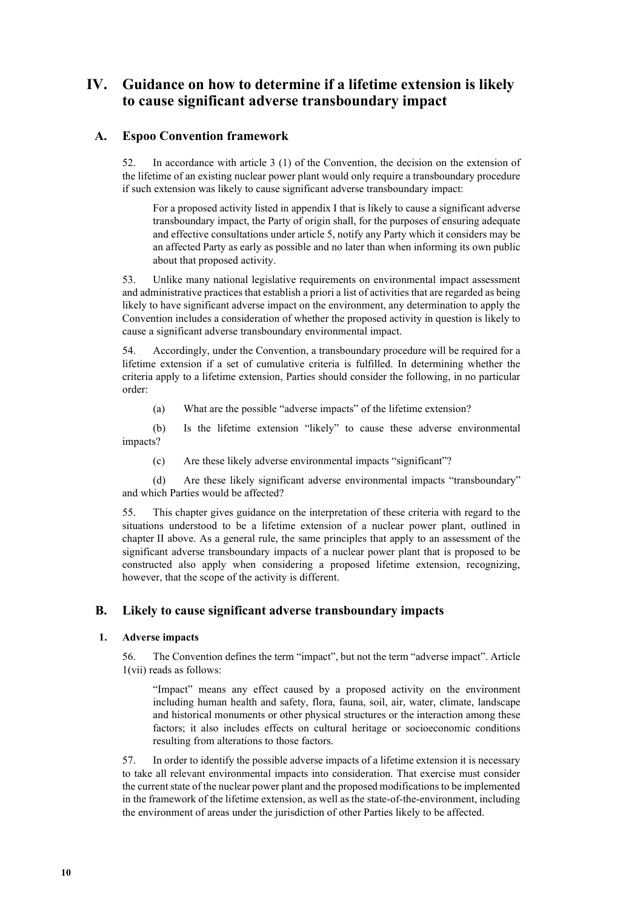# IV. Guidance on how to determine if a lifetime extension is likely to cause significant adverse transboundary impact

## A. Espoo Convention framework

52. In accordance with article 3 (1) of the Convention, the decision on the extension of the lifetime of an existing nuclear power plant would only require a transboundary procedure if such extension was likely to cause significant adverse transboundary impact:

> For a proposed activity listed in appendix I that is likely to cause a significant adverse transboundary impact, the Party of origin shall, for the purposes of ensuring adequate and effective consultations under article 5, notify any Party which it considers may be an affected Party as early as possible and no later than when informing its own public about that proposed activity.

53. Unlike many national legislative requirements on environmental impact assessment and administrative practices that establish a priori a list of activities that are regarded as being likely to have significant adverse impact on the environment, any determination to apply the Convention includes a consideration of whether the proposed activity in question is likely to cause a significant adverse transboundary environmental impact.

54. Accordingly, under the Convention, a transboundary procedure will be required for a lifetime extension if a set of cumulative criteria is fulfilled. In determining whether the criteria apply to a lifetime extension, Parties should consider the following, in no particular order:

(a) What are the possible "adverse impacts" of the lifetime extension?

(b) Is the lifetime extension "likely" to cause these adverse environmental impacts?

(c) Are these likely adverse environmental impacts "significant"?

(d) Are these likely significant adverse environmental impacts "transboundary" and which Parties would be affected?

55. This chapter gives guidance on the interpretation of these criteria with regard to the situations understood to be a lifetime extension of a nuclear power plant, outlined in chapter II above. As a general rule, the same principles that apply to an assessment of the significant adverse transboundary impacts of a nuclear power plant that is proposed to be constructed also apply when considering a proposed lifetime extension, recognizing, however, that the scope of the activity is different.

## B. Likely to cause significant adverse transboundary impacts

### 1. Adverse impacts

56. The Convention defines the term "impact", but not the term "adverse impact". Article 1(vii) reads as follows:

> "Impact" means any effect caused by a proposed activity on the environment including human health and safety, flora, fauna, soil, air, water, climate, landscape and historical monuments or other physical structures or the interaction among these factors; it also includes effects on cultural heritage or socioeconomic conditions resulting from alterations to those factors.

57. In order to identify the possible adverse impacts of a lifetime extension it is necessary to take all relevant environmental impacts into consideration. That exercise must consider the current state of the nuclear power plant and the proposed modifications to be implemented in the framework of the lifetime extension, as well as the state-of-the-environment, including the environment of areas under the jurisdiction of other Parties likely to be affected.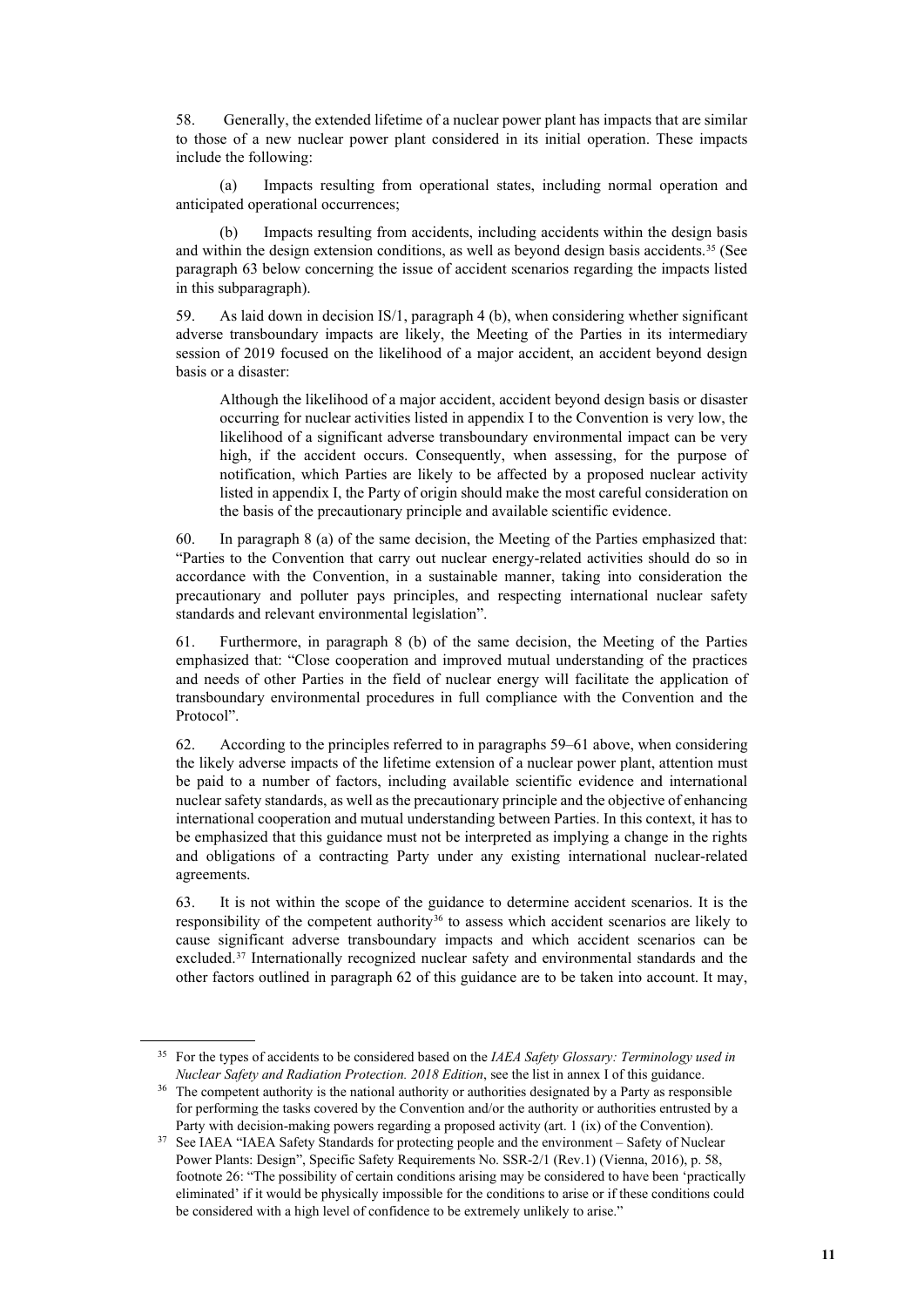58. Generally, the extended lifetime of a nuclear power plant has impacts that are similar to those of a new nuclear power plant considered in its initial operation. These impacts include the following:

(a) Impacts resulting from operational states, including normal operation and anticipated operational occurrences;

(b) Impacts resulting from accidents, including accidents within the design basis and within the design extension conditions, as well as beyond design basis accidents.[35] (See paragraph 63 below concerning the issue of accident scenarios regarding the impacts listed in this subparagraph).

59. As laid down in decision IS/1, paragraph 4 (b), when considering whether significant adverse transboundary impacts are likely, the Meeting of the Parties in its intermediary session of 2019 focused on the likelihood of a major accident, an accident beyond design basis or a disaster:

> Although the likelihood of a major accident, accident beyond design basis or disaster occurring for nuclear activities listed in appendix I to the Convention is very low, the likelihood of a significant adverse transboundary environmental impact can be very high, if the accident occurs. Consequently, when assessing, for the purpose of notification, which Parties are likely to be affected by a proposed nuclear activity listed in appendix I, the Party of origin should make the most careful consideration on the basis of the precautionary principle and available scientific evidence.

60. In paragraph 8 (a) of the same decision, the Meeting of the Parties emphasized that: "Parties to the Convention that carry out nuclear energy-related activities should do so in accordance with the Convention, in a sustainable manner, taking into consideration the precautionary and polluter pays principles, and respecting international nuclear safety standards and relevant environmental legislation".

61. Furthermore, in paragraph 8 (b) of the same decision, the Meeting of the Parties emphasized that: "Close cooperation and improved mutual understanding of the practices and needs of other Parties in the field of nuclear energy will facilitate the application of transboundary environmental procedures in full compliance with the Convention and the Protocol".

62. According to the principles referred to in paragraphs 59–61 above, when considering the likely adverse impacts of the lifetime extension of a nuclear power plant, attention must be paid to a number of factors, including available scientific evidence and international nuclear safety standards, as well as the precautionary principle and the objective of enhancing international cooperation and mutual understanding between Parties. In this context, it has to be emphasized that this guidance must not be interpreted as implying a change in the rights and obligations of a contracting Party under any existing international nuclear-related agreements.

63. It is not within the scope of the guidance to determine accident scenarios. It is the responsibility of the competent authority[36] to assess which accident scenarios are likely to cause significant adverse transboundary impacts and which accident scenarios can be excluded.[37] Internationally recognized nuclear safety and environmental standards and the other factors outlined in paragraph 62 of this guidance are to be taken into account. It may,

---

[35] For the types of accidents to be considered based on the *IAEA Safety Glossary: Terminology used in Nuclear Safety and Radiation Protection. 2018 Edition*, see the list in annex I of this guidance.

[36] The competent authority is the national authority or authorities designated by a Party as responsible for performing the tasks covered by the Convention and/or the authority or authorities entrusted by a Party with decision-making powers regarding a proposed activity (art. 1 (ix) of the Convention).

[37] See IAEA "IAEA Safety Standards for protecting people and the environment – Safety of Nuclear Power Plants: Design", Specific Safety Requirements No. SSR-2/1 (Rev.1) (Vienna, 2016), p. 58, footnote 26: "The possibility of certain conditions arising may be considered to have been 'practically eliminated' if it would be physically impossible for the conditions to arise or if these conditions could be considered with a high level of confidence to be extremely unlikely to arise."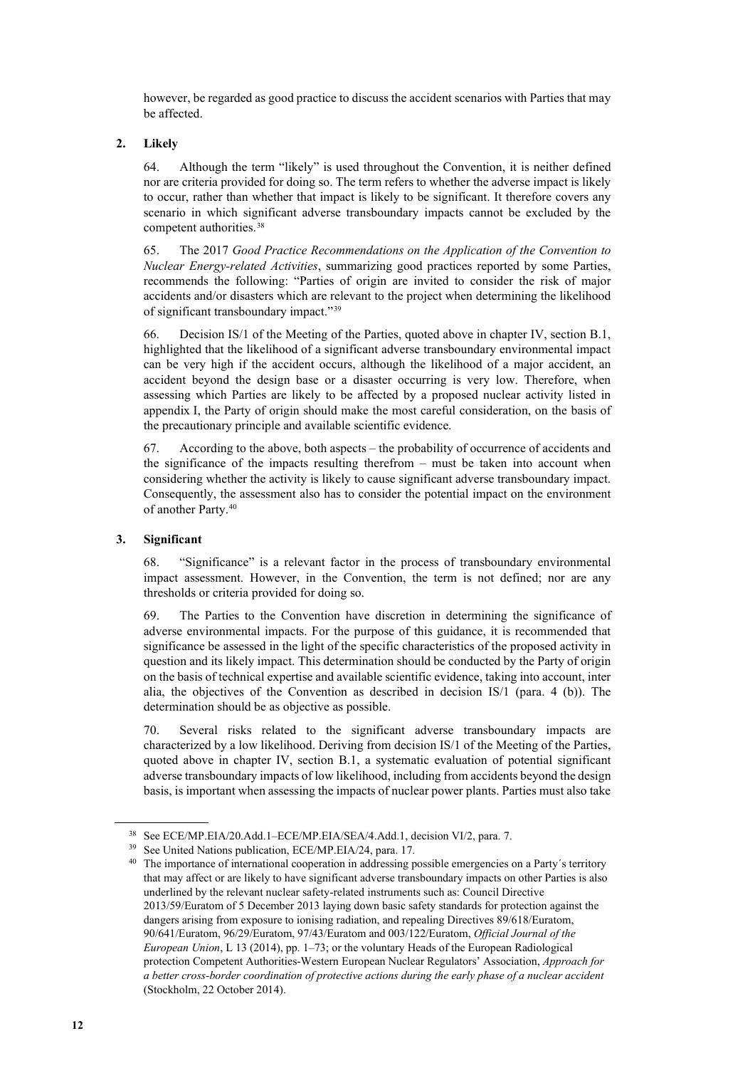however, be regarded as good practice to discuss the accident scenarios with Parties that may be affected.

### 2. Likely

64. Although the term "likely" is used throughout the Convention, it is neither defined nor are criteria provided for doing so. The term refers to whether the adverse impact is likely to occur, rather than whether that impact is likely to be significant. It therefore covers any scenario in which significant adverse transboundary impacts cannot be excluded by the competent authorities.[38]

65. The 2017 *Good Practice Recommendations on the Application of the Convention to Nuclear Energy-related Activities*, summarizing good practices reported by some Parties, recommends the following: "Parties of origin are invited to consider the risk of major accidents and/or disasters which are relevant to the project when determining the likelihood of significant transboundary impact."[39]

66. Decision IS/1 of the Meeting of the Parties, quoted above in chapter IV, section B.1, highlighted that the likelihood of a significant adverse transboundary environmental impact can be very high if the accident occurs, although the likelihood of a major accident, an accident beyond the design base or a disaster occurring is very low. Therefore, when assessing which Parties are likely to be affected by a proposed nuclear activity listed in appendix I, the Party of origin should make the most careful consideration, on the basis of the precautionary principle and available scientific evidence.

67. According to the above, both aspects – the probability of occurrence of accidents and the significance of the impacts resulting therefrom – must be taken into account when considering whether the activity is likely to cause significant adverse transboundary impact. Consequently, the assessment also has to consider the potential impact on the environment of another Party.[40]

### 3. Significant

68. "Significance" is a relevant factor in the process of transboundary environmental impact assessment. However, in the Convention, the term is not defined; nor are any thresholds or criteria provided for doing so.

69. The Parties to the Convention have discretion in determining the significance of adverse environmental impacts. For the purpose of this guidance, it is recommended that significance be assessed in the light of the specific characteristics of the proposed activity in question and its likely impact. This determination should be conducted by the Party of origin on the basis of technical expertise and available scientific evidence, taking into account, inter alia, the objectives of the Convention as described in decision IS/1 (para. 4 (b)). The determination should be as objective as possible.

70. Several risks related to the significant adverse transboundary impacts are characterized by a low likelihood. Deriving from decision IS/1 of the Meeting of the Parties, quoted above in chapter IV, section B.1, a systematic evaluation of potential significant adverse transboundary impacts of low likelihood, including from accidents beyond the design basis, is important when assessing the impacts of nuclear power plants. Parties must also take

---

[38] See ECE/MP.EIA/20.Add.1–ECE/MP.EIA/SEA/4.Add.1, decision VI/2, para. 7.

[39] See United Nations publication, ECE/MP.EIA/24, para. 17.

[40] The importance of international cooperation in addressing possible emergencies on a Party´s territory that may affect or are likely to have significant adverse transboundary impacts on other Parties is also underlined by the relevant nuclear safety-related instruments such as: Council Directive 2013/59/Euratom of 5 December 2013 laying down basic safety standards for protection against the dangers arising from exposure to ionising radiation, and repealing Directives 89/618/Euratom, 90/641/Euratom, 96/29/Euratom, 97/43/Euratom and 003/122/Euratom, *Official Journal of the European Union*, L 13 (2014), pp. 1–73; or the voluntary Heads of the European Radiological protection Competent Authorities-Western European Nuclear Regulators' Association, *Approach for a better cross-border coordination of protective actions during the early phase of a nuclear accident* (Stockholm, 22 October 2014).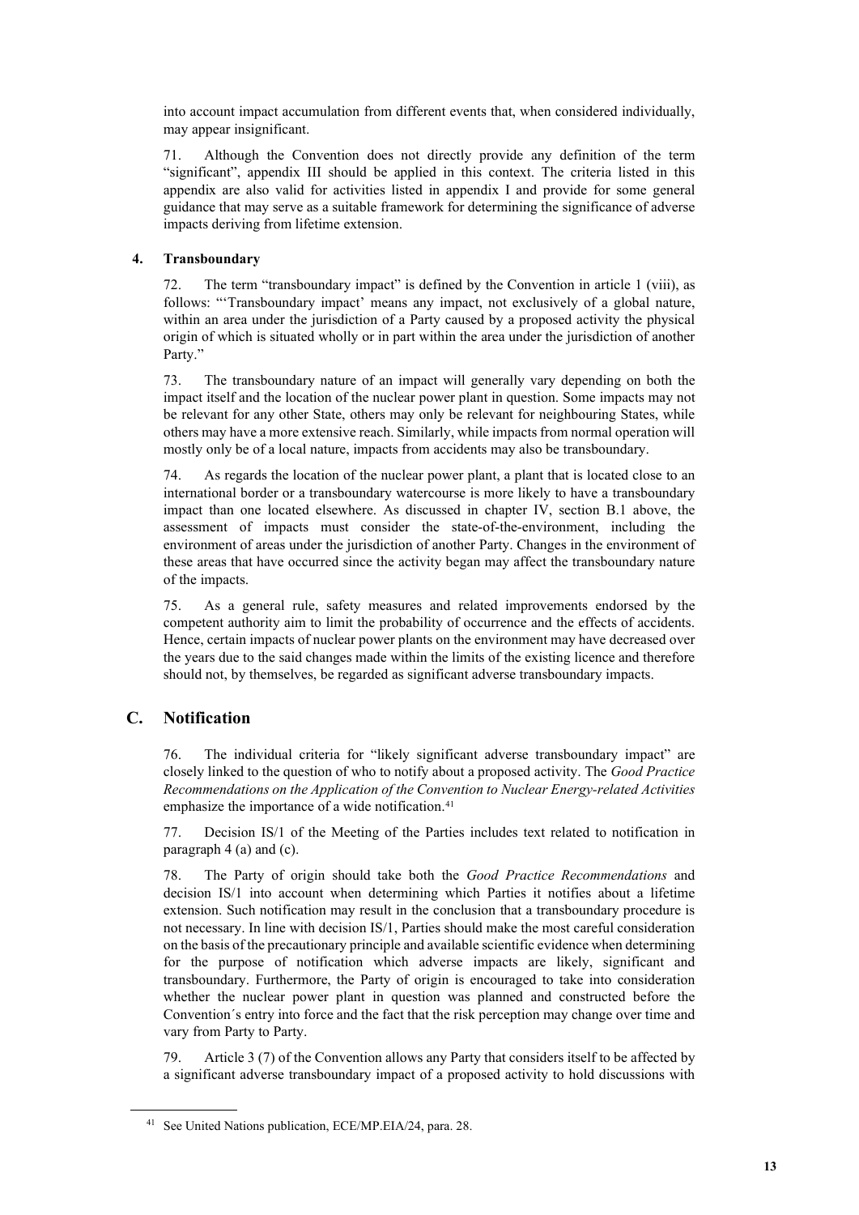into account impact accumulation from different events that, when considered individually, may appear insignificant.

71. Although the Convention does not directly provide any definition of the term "significant", appendix III should be applied in this context. The criteria listed in this appendix are also valid for activities listed in appendix I and provide for some general guidance that may serve as a suitable framework for determining the significance of adverse impacts deriving from lifetime extension.

### 4. Transboundary

72. The term "transboundary impact" is defined by the Convention in article 1 (viii), as follows: "'Transboundary impact' means any impact, not exclusively of a global nature, within an area under the jurisdiction of a Party caused by a proposed activity the physical origin of which is situated wholly or in part within the area under the jurisdiction of another Party."

73. The transboundary nature of an impact will generally vary depending on both the impact itself and the location of the nuclear power plant in question. Some impacts may not be relevant for any other State, others may only be relevant for neighbouring States, while others may have a more extensive reach. Similarly, while impacts from normal operation will mostly only be of a local nature, impacts from accidents may also be transboundary.

74. As regards the location of the nuclear power plant, a plant that is located close to an international border or a transboundary watercourse is more likely to have a transboundary impact than one located elsewhere. As discussed in chapter IV, section B.1 above, the assessment of impacts must consider the state-of-the-environment, including the environment of areas under the jurisdiction of another Party. Changes in the environment of these areas that have occurred since the activity began may affect the transboundary nature of the impacts.

75. As a general rule, safety measures and related improvements endorsed by the competent authority aim to limit the probability of occurrence and the effects of accidents. Hence, certain impacts of nuclear power plants on the environment may have decreased over the years due to the said changes made within the limits of the existing licence and therefore should not, by themselves, be regarded as significant adverse transboundary impacts.

## C. Notification

76. The individual criteria for "likely significant adverse transboundary impact" are closely linked to the question of who to notify about a proposed activity. The *Good Practice Recommendations on the Application of the Convention to Nuclear Energy-related Activities* emphasize the importance of a wide notification.[41]

77. Decision IS/1 of the Meeting of the Parties includes text related to notification in paragraph 4 (a) and (c).

78. The Party of origin should take both the *Good Practice Recommendations* and decision IS/1 into account when determining which Parties it notifies about a lifetime extension. Such notification may result in the conclusion that a transboundary procedure is not necessary. In line with decision IS/1, Parties should make the most careful consideration on the basis of the precautionary principle and available scientific evidence when determining for the purpose of notification which adverse impacts are likely, significant and transboundary. Furthermore, the Party of origin is encouraged to take into consideration whether the nuclear power plant in question was planned and constructed before the Convention´s entry into force and the fact that the risk perception may change over time and vary from Party to Party.

79. Article 3 (7) of the Convention allows any Party that considers itself to be affected by a significant adverse transboundary impact of a proposed activity to hold discussions with

---

[41] See United Nations publication, ECE/MP.EIA/24, para. 28.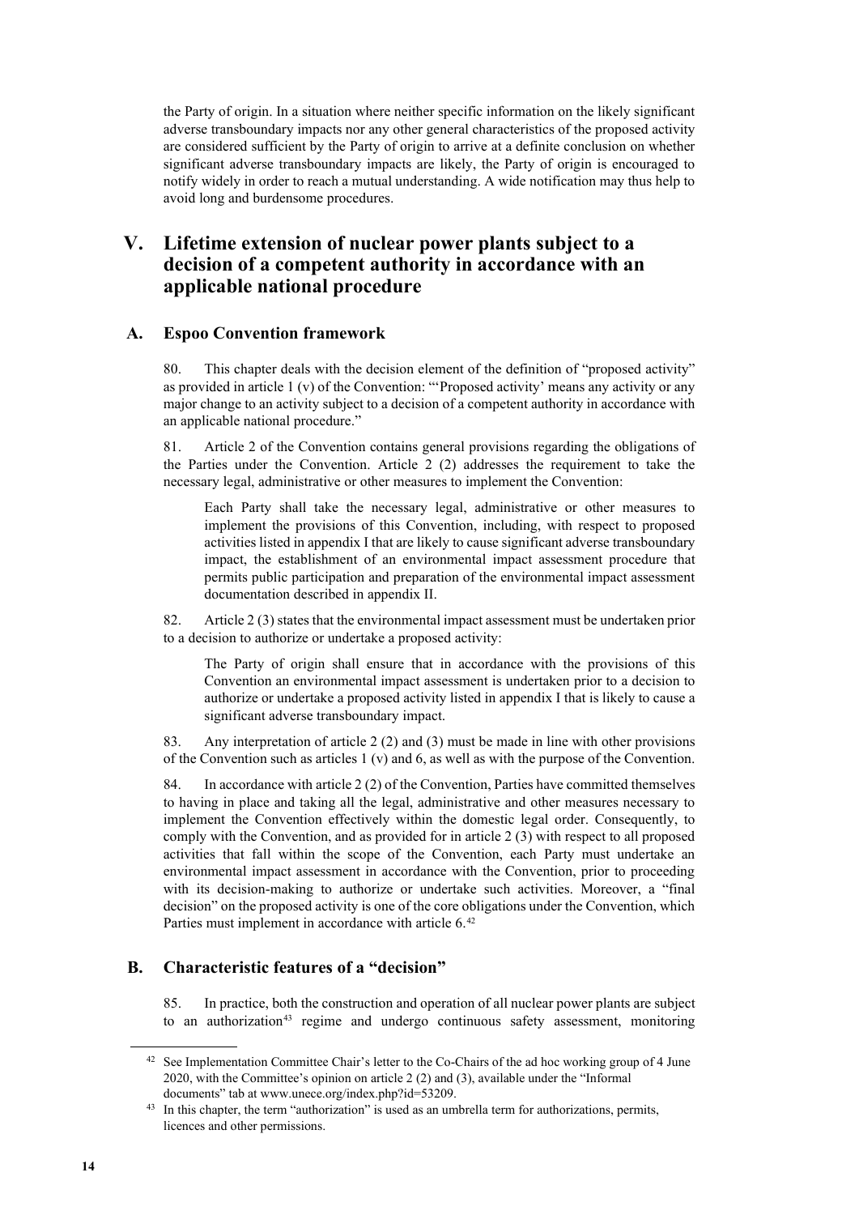the Party of origin. In a situation where neither specific information on the likely significant adverse transboundary impacts nor any other general characteristics of the proposed activity are considered sufficient by the Party of origin to arrive at a definite conclusion on whether significant adverse transboundary impacts are likely, the Party of origin is encouraged to notify widely in order to reach a mutual understanding. A wide notification may thus help to avoid long and burdensome procedures.

# V. Lifetime extension of nuclear power plants subject to a decision of a competent authority in accordance with an applicable national procedure

## A. Espoo Convention framework

80. This chapter deals with the decision element of the definition of "proposed activity" as provided in article 1 (v) of the Convention: "'Proposed activity' means any activity or any major change to an activity subject to a decision of a competent authority in accordance with an applicable national procedure."

81. Article 2 of the Convention contains general provisions regarding the obligations of the Parties under the Convention. Article 2 (2) addresses the requirement to take the necessary legal, administrative or other measures to implement the Convention:

> Each Party shall take the necessary legal, administrative or other measures to implement the provisions of this Convention, including, with respect to proposed activities listed in appendix I that are likely to cause significant adverse transboundary impact, the establishment of an environmental impact assessment procedure that permits public participation and preparation of the environmental impact assessment documentation described in appendix II.

82. Article 2 (3) states that the environmental impact assessment must be undertaken prior to a decision to authorize or undertake a proposed activity:

> The Party of origin shall ensure that in accordance with the provisions of this Convention an environmental impact assessment is undertaken prior to a decision to authorize or undertake a proposed activity listed in appendix I that is likely to cause a significant adverse transboundary impact.

83. Any interpretation of article 2 (2) and (3) must be made in line with other provisions of the Convention such as articles 1 (v) and 6, as well as with the purpose of the Convention.

84. In accordance with article 2 (2) of the Convention, Parties have committed themselves to having in place and taking all the legal, administrative and other measures necessary to implement the Convention effectively within the domestic legal order. Consequently, to comply with the Convention, and as provided for in article 2 (3) with respect to all proposed activities that fall within the scope of the Convention, each Party must undertake an environmental impact assessment in accordance with the Convention, prior to proceeding with its decision-making to authorize or undertake such activities. Moreover, a "final decision" on the proposed activity is one of the core obligations under the Convention, which Parties must implement in accordance with article 6.[42]

## B. Characteristic features of a "decision"

85. In practice, both the construction and operation of all nuclear power plants are subject to an authorization[43] regime and undergo continuous safety assessment, monitoring

[42] See Implementation Committee Chair's letter to the Co-Chairs of the ad hoc working group of 4 June 2020, with the Committee's opinion on article 2 (2) and (3), available under the "Informal documents" tab at www.unece.org/index.php?id=53209.

[43] In this chapter, the term "authorization" is used as an umbrella term for authorizations, permits, licences and other permissions.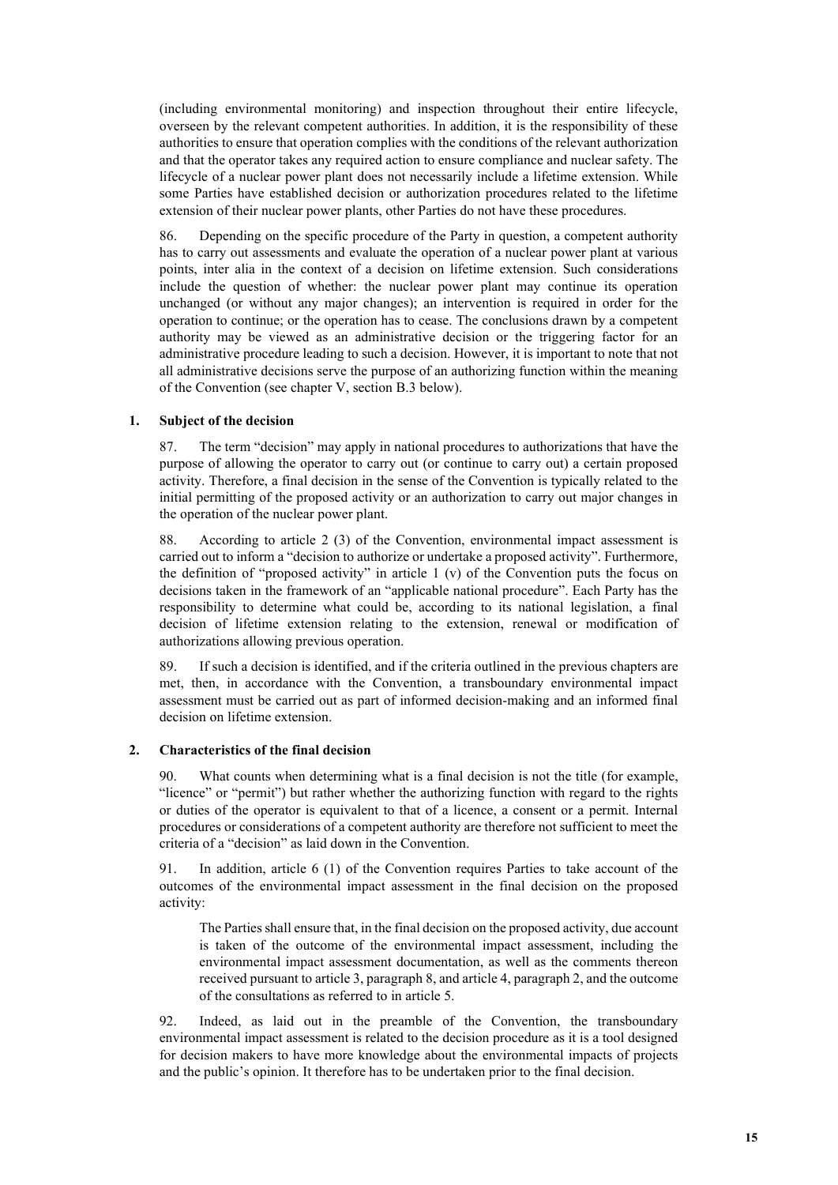(including environmental monitoring) and inspection throughout their entire lifecycle, overseen by the relevant competent authorities. In addition, it is the responsibility of these authorities to ensure that operation complies with the conditions of the relevant authorization and that the operator takes any required action to ensure compliance and nuclear safety. The lifecycle of a nuclear power plant does not necessarily include a lifetime extension. While some Parties have established decision or authorization procedures related to the lifetime extension of their nuclear power plants, other Parties do not have these procedures.

86. Depending on the specific procedure of the Party in question, a competent authority has to carry out assessments and evaluate the operation of a nuclear power plant at various points, inter alia in the context of a decision on lifetime extension. Such considerations include the question of whether: the nuclear power plant may continue its operation unchanged (or without any major changes); an intervention is required in order for the operation to continue; or the operation has to cease. The conclusions drawn by a competent authority may be viewed as an administrative decision or the triggering factor for an administrative procedure leading to such a decision. However, it is important to note that not all administrative decisions serve the purpose of an authorizing function within the meaning of the Convention (see chapter V, section B.3 below).

### 1. Subject of the decision

87. The term "decision" may apply in national procedures to authorizations that have the purpose of allowing the operator to carry out (or continue to carry out) a certain proposed activity. Therefore, a final decision in the sense of the Convention is typically related to the initial permitting of the proposed activity or an authorization to carry out major changes in the operation of the nuclear power plant.

88. According to article 2 (3) of the Convention, environmental impact assessment is carried out to inform a "decision to authorize or undertake a proposed activity". Furthermore, the definition of "proposed activity" in article 1 (v) of the Convention puts the focus on decisions taken in the framework of an "applicable national procedure". Each Party has the responsibility to determine what could be, according to its national legislation, a final decision of lifetime extension relating to the extension, renewal or modification of authorizations allowing previous operation.

89. If such a decision is identified, and if the criteria outlined in the previous chapters are met, then, in accordance with the Convention, a transboundary environmental impact assessment must be carried out as part of informed decision-making and an informed final decision on lifetime extension.

### 2. Characteristics of the final decision

90. What counts when determining what is a final decision is not the title (for example, "licence" or "permit") but rather whether the authorizing function with regard to the rights or duties of the operator is equivalent to that of a licence, a consent or a permit. Internal procedures or considerations of a competent authority are therefore not sufficient to meet the criteria of a "decision" as laid down in the Convention.

91. In addition, article 6 (1) of the Convention requires Parties to take account of the outcomes of the environmental impact assessment in the final decision on the proposed activity:

> The Parties shall ensure that, in the final decision on the proposed activity, due account is taken of the outcome of the environmental impact assessment, including the environmental impact assessment documentation, as well as the comments thereon received pursuant to article 3, paragraph 8, and article 4, paragraph 2, and the outcome of the consultations as referred to in article 5.

92. Indeed, as laid out in the preamble of the Convention, the transboundary environmental impact assessment is related to the decision procedure as it is a tool designed for decision makers to have more knowledge about the environmental impacts of projects and the public's opinion. It therefore has to be undertaken prior to the final decision.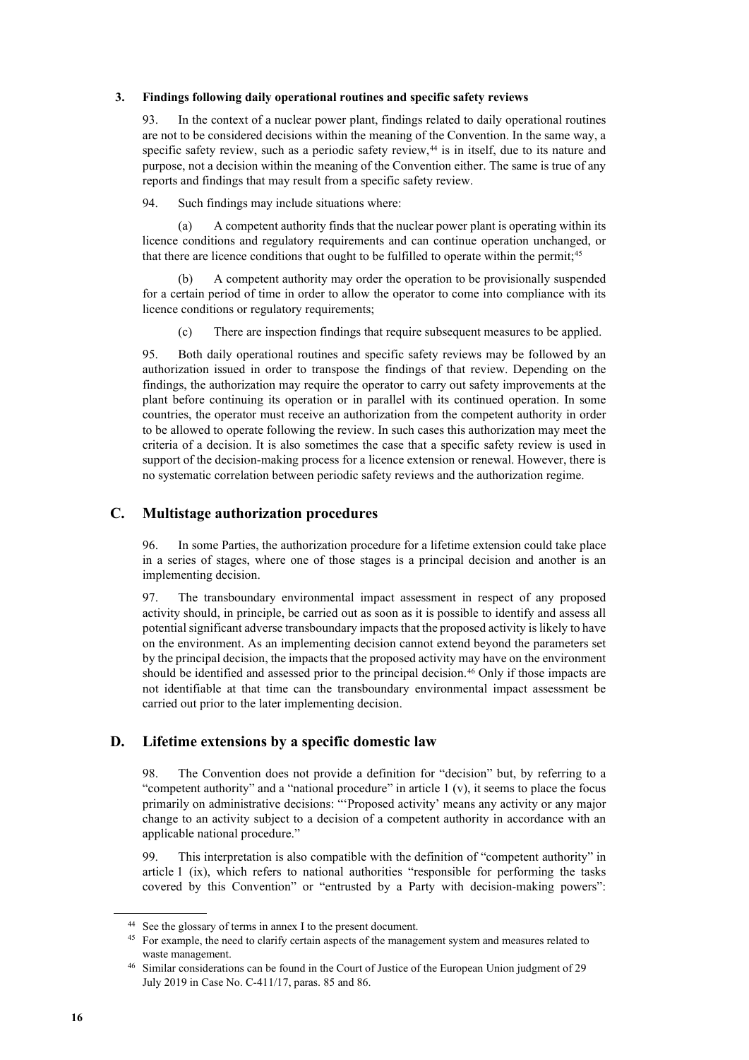### 3. Findings following daily operational routines and specific safety reviews

93. In the context of a nuclear power plant, findings related to daily operational routines are not to be considered decisions within the meaning of the Convention. In the same way, a specific safety review, such as a periodic safety review,[44] is in itself, due to its nature and purpose, not a decision within the meaning of the Convention either. The same is true of any reports and findings that may result from a specific safety review.

94. Such findings may include situations where:

(a) A competent authority finds that the nuclear power plant is operating within its licence conditions and regulatory requirements and can continue operation unchanged, or that there are licence conditions that ought to be fulfilled to operate within the permit;[45]

(b) A competent authority may order the operation to be provisionally suspended for a certain period of time in order to allow the operator to come into compliance with its licence conditions or regulatory requirements;

(c) There are inspection findings that require subsequent measures to be applied.

95. Both daily operational routines and specific safety reviews may be followed by an authorization issued in order to transpose the findings of that review. Depending on the findings, the authorization may require the operator to carry out safety improvements at the plant before continuing its operation or in parallel with its continued operation. In some countries, the operator must receive an authorization from the competent authority in order to be allowed to operate following the review. In such cases this authorization may meet the criteria of a decision. It is also sometimes the case that a specific safety review is used in support of the decision-making process for a licence extension or renewal. However, there is no systematic correlation between periodic safety reviews and the authorization regime.

## C. Multistage authorization procedures

96. In some Parties, the authorization procedure for a lifetime extension could take place in a series of stages, where one of those stages is a principal decision and another is an implementing decision.

97. The transboundary environmental impact assessment in respect of any proposed activity should, in principle, be carried out as soon as it is possible to identify and assess all potential significant adverse transboundary impacts that the proposed activity is likely to have on the environment. As an implementing decision cannot extend beyond the parameters set by the principal decision, the impacts that the proposed activity may have on the environment should be identified and assessed prior to the principal decision.[46] Only if those impacts are not identifiable at that time can the transboundary environmental impact assessment be carried out prior to the later implementing decision.

## D. Lifetime extensions by a specific domestic law

98. The Convention does not provide a definition for "decision" but, by referring to a "competent authority" and a "national procedure" in article 1 (v), it seems to place the focus primarily on administrative decisions: "'Proposed activity' means any activity or any major change to an activity subject to a decision of a competent authority in accordance with an applicable national procedure."

99. This interpretation is also compatible with the definition of "competent authority" in article 1 (ix), which refers to national authorities "responsible for performing the tasks covered by this Convention" or "entrusted by a Party with decision-making powers":

---

[44] See the glossary of terms in annex I to the present document.

[45] For example, the need to clarify certain aspects of the management system and measures related to waste management.

[46] Similar considerations can be found in the Court of Justice of the European Union judgment of 29 July 2019 in Case No. C-411/17, paras. 85 and 86.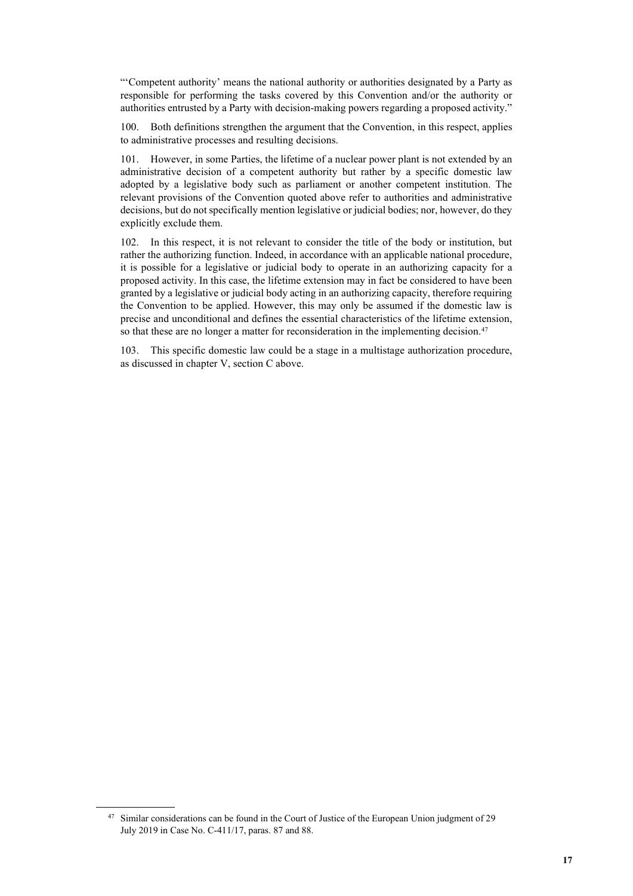"'Competent authority' means the national authority or authorities designated by a Party as responsible for performing the tasks covered by this Convention and/or the authority or authorities entrusted by a Party with decision-making powers regarding a proposed activity."

100. Both definitions strengthen the argument that the Convention, in this respect, applies to administrative processes and resulting decisions.

101. However, in some Parties, the lifetime of a nuclear power plant is not extended by an administrative decision of a competent authority but rather by a specific domestic law adopted by a legislative body such as parliament or another competent institution. The relevant provisions of the Convention quoted above refer to authorities and administrative decisions, but do not specifically mention legislative or judicial bodies; nor, however, do they explicitly exclude them.

102. In this respect, it is not relevant to consider the title of the body or institution, but rather the authorizing function. Indeed, in accordance with an applicable national procedure, it is possible for a legislative or judicial body to operate in an authorizing capacity for a proposed activity. In this case, the lifetime extension may in fact be considered to have been granted by a legislative or judicial body acting in an authorizing capacity, therefore requiring the Convention to be applied. However, this may only be assumed if the domestic law is precise and unconditional and defines the essential characteristics of the lifetime extension, so that these are no longer a matter for reconsideration in the implementing decision.[47]

103. This specific domestic law could be a stage in a multistage authorization procedure, as discussed in chapter V, section C above.

[47] Similar considerations can be found in the Court of Justice of the European Union judgment of 29 July 2019 in Case No. C-411/17, paras. 87 and 88.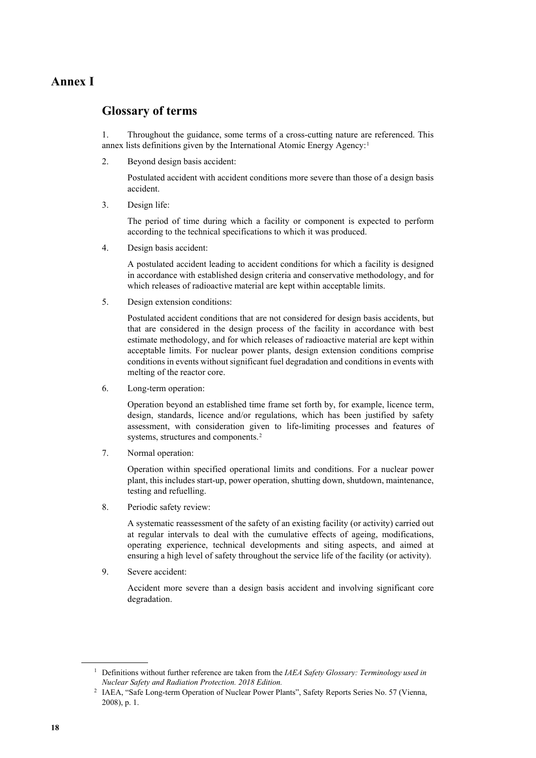# Annex I

## Glossary of terms

1. Throughout the guidance, some terms of a cross-cutting nature are referenced. This annex lists definitions given by the International Atomic Energy Agency:[1]

2. Beyond design basis accident:

   Postulated accident with accident conditions more severe than those of a design basis accident.

3. Design life:

   The period of time during which a facility or component is expected to perform according to the technical specifications to which it was produced.

4. Design basis accident:

   A postulated accident leading to accident conditions for which a facility is designed in accordance with established design criteria and conservative methodology, and for which releases of radioactive material are kept within acceptable limits.

5. Design extension conditions:

   Postulated accident conditions that are not considered for design basis accidents, but that are considered in the design process of the facility in accordance with best estimate methodology, and for which releases of radioactive material are kept within acceptable limits. For nuclear power plants, design extension conditions comprise conditions in events without significant fuel degradation and conditions in events with melting of the reactor core.

6. Long-term operation:

   Operation beyond an established time frame set forth by, for example, licence term, design, standards, licence and/or regulations, which has been justified by safety assessment, with consideration given to life-limiting processes and features of systems, structures and components.[2]

7. Normal operation:

   Operation within specified operational limits and conditions. For a nuclear power plant, this includes start-up, power operation, shutting down, shutdown, maintenance, testing and refuelling.

8. Periodic safety review:

   A systematic reassessment of the safety of an existing facility (or activity) carried out at regular intervals to deal with the cumulative effects of ageing, modifications, operating experience, technical developments and siting aspects, and aimed at ensuring a high level of safety throughout the service life of the facility (or activity).

9. Severe accident:

   Accident more severe than a design basis accident and involving significant core degradation.

---

[1] Definitions without further reference are taken from the *IAEA Safety Glossary: Terminology used in Nuclear Safety and Radiation Protection. 2018 Edition.*

[2] IAEA, "Safe Long-term Operation of Nuclear Power Plants", Safety Reports Series No. 57 (Vienna, 2008), p. 1.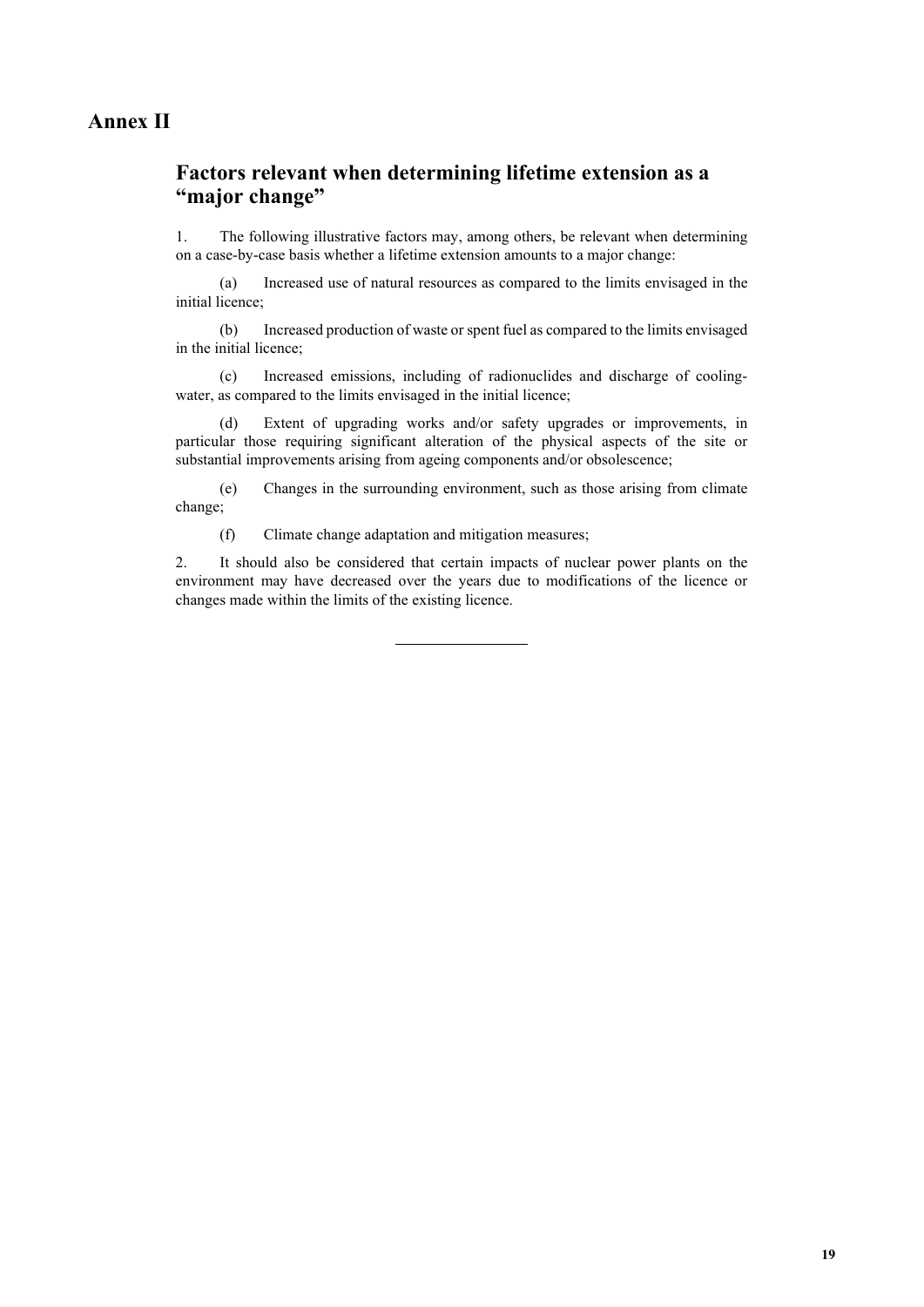# Annex II

## Factors relevant when determining lifetime extension as a "major change"

1. The following illustrative factors may, among others, be relevant when determining on a case-by-case basis whether a lifetime extension amounts to a major change:

(a) Increased use of natural resources as compared to the limits envisaged in the initial licence;

(b) Increased production of waste or spent fuel as compared to the limits envisaged in the initial licence;

(c) Increased emissions, including of radionuclides and discharge of cooling-water, as compared to the limits envisaged in the initial licence;

(d) Extent of upgrading works and/or safety upgrades or improvements, in particular those requiring significant alteration of the physical aspects of the site or substantial improvements arising from ageing components and/or obsolescence;

(e) Changes in the surrounding environment, such as those arising from climate change;

(f) Climate change adaptation and mitigation measures;

2. It should also be considered that certain impacts of nuclear power plants on the environment may have decreased over the years due to modifications of the licence or changes made within the limits of the existing licence.